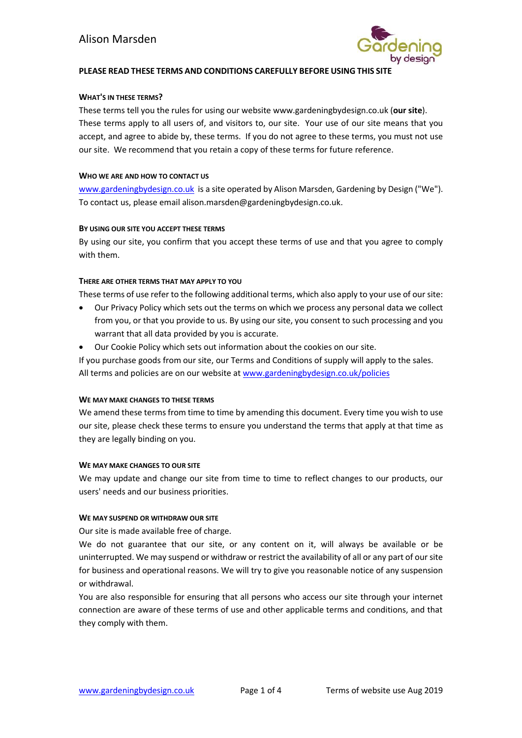**PLEASE READ THESE TERMS AND CONDITIONS CAREFULLY BEFORE USING THIS SITE**

#### WHAT'S IN THESE TERMS?

These terms tell you the rules for using our website www.gardeningbydesign.co.uk (**our site**). These terms apply to all users of, and visitors to, our site. Your use of our site means that you accept, and agree to abide by, these terms. If you do not agree to these terms, you must not use our site. We recommend that you retain a copy of these terms for future reference.

#### WHO WE ARE AND HOW TO CONTACT US

www.gardeningbydesign.co.uk is a site operated by Alison Marsden, Gardening by Design ("We"). To contact us, please email alison.marsden@gardeningbydesign.co.uk.

#### BY USING OUR SITE YOU ACCEPT THESE TERMS

By using our site, you confirm that you accept these terms of use and that you agree to comply with them.

#### THERE ARE OTHER TERMS THAT MAY APPLY TO YOU

These terms of use refer to the following additional terms, which also apply to your use of our site:

- Our Privacy Policy which sets out the terms on which we process any personal data we collect from you, or that you provide to us. By using our site, you consent to such processing and you warrant that all data provided by you is accurate.
- Our Cookie Policy which sets out information about the cookies on our site.

If you purchase goods from our site, our Terms and Conditions of supply will apply to the sales. All terms and policies are on our website at www.gardeningbydesign.co.uk/policies

#### WE MAY MAKE CHANGES TO THESE TERMS

We amend these terms from time to time by amending this document. Every time you wish to use our site, please check these terms to ensure you understand the terms that apply at that time as they are legally binding on you.

#### WE MAY MAKE CHANGES TO OUR SITE

We may update and change our site from time to time to reflect changes to our products, our users' needs and our business priorities.

#### WE MAY SUSPEND OR WITHDRAW OUR SITE

Our site is made available free of charge.

We do not guarantee that our site, or any content on it, will always be available or be uninterrupted. We may suspend or withdraw or restrict the availability of all or any part of our site for business and operational reasons. We will try to give you reasonable notice of any suspension or withdrawal.

You are also responsible for ensuring that all persons who access our site through your internet connection are aware of these terms of use and other applicable terms and conditions, and that they comply with them.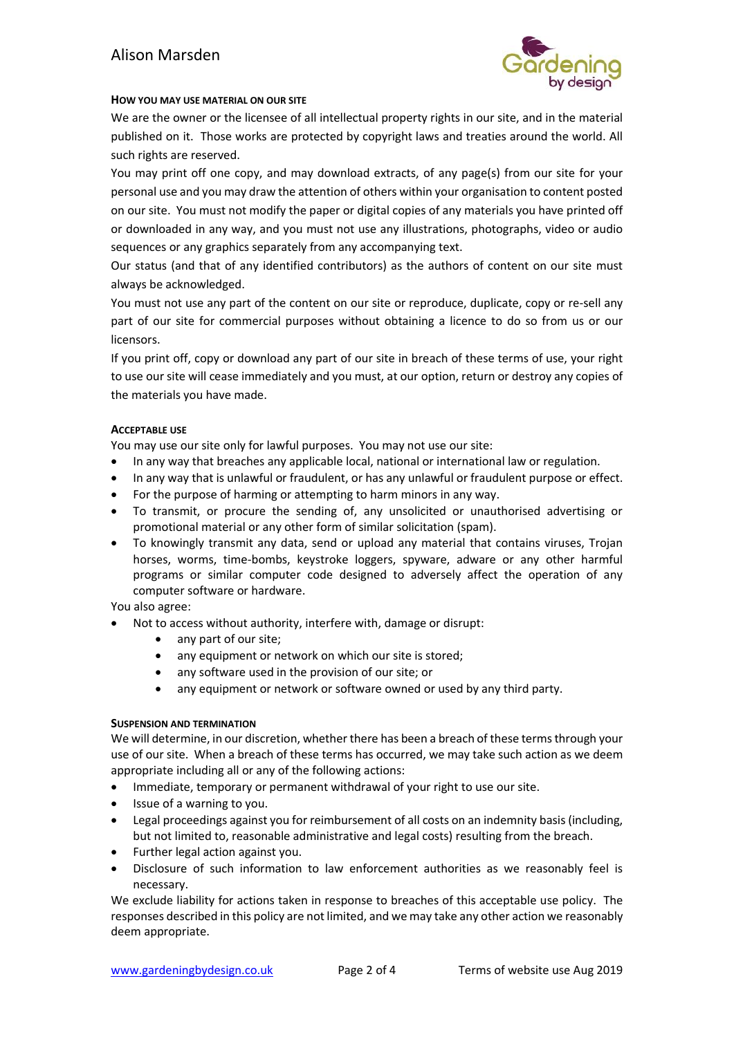#### How you may use material on our site

We are the owner or the licensee of all intellectual property rights in our site, and in the material published on it. Those works are protected by copyright laws and treaties around the world. All such rights are reserved.

You may print off one copy, and may download extracts, of any page(s) from our site for your personal use and you may draw the attention of others within your organisation to content posted on our site. You must not modify the paper or digital copies of any materials you have printed off or downloaded in any way, and you must not use any illustrations, photographs, video or audio sequences or any graphics separately from any accompanying text.

Our status (and that of any identified contributors) as the authors of content on our site must always be acknowledged.

You must not use any part of the content on our site or reproduce, duplicate, copy or re-sell any part of our site for commercial purposes without obtaining a licence to do so from us or our licensors.

If you print off, copy or download any part of our site in breach of these terms of use, your right to use our site will cease immediately and you must, at our option, return or destroy any copies of the materials you have made.

#### Acceptable use

You may use our site only for lawful purposes. You may not use our site:

- In any way that breaches any applicable local, national or international law or regulation.
- In any way that is unlawful or fraudulent, or has any unlawful or fraudulent purpose or effect.
- For the purpose of harming or attempting to harm minors in any way.
- To transmit, or procure the sending of, any unsolicited or unauthorised advertising or promotional material or any other form of similar solicitation (spam).
- To knowingly transmit any data, send or upload any material that contains viruses, Trojan horses, worms, time-bombs, keystroke loggers, spyware, adware or any other harmful programs or similar computer code designed to adversely affect the operation of any computer software or hardware.

You also agree:

- Not to access without authority, interfere with, damage or disrupt:
    - any part of our site;
    - any equipment or network on which our site is stored;
    - any software used in the provision of our site; or
    - any equipment or network or software owned or used by any third party.

#### Suspension and termination

We will determine, in our discretion, whether there has been a breach of these terms through your use of our site. When a breach of these terms has occurred, we may take such action as we deem appropriate including all or any of the following actions:

- Immediate, temporary or permanent withdrawal of your right to use our site.
- Issue of a warning to you.
- Legal proceedings against you for reimbursement of all costs on an indemnity basis (including, but not limited to, reasonable administrative and legal costs) resulting from the breach.
- Further legal action against you.
- Disclosure of such information to law enforcement authorities as we reasonably feel is necessary.

We exclude liability for actions taken in response to breaches of this acceptable use policy. The responses described in this policy are not limited, and we may take any other action we reasonably deem appropriate.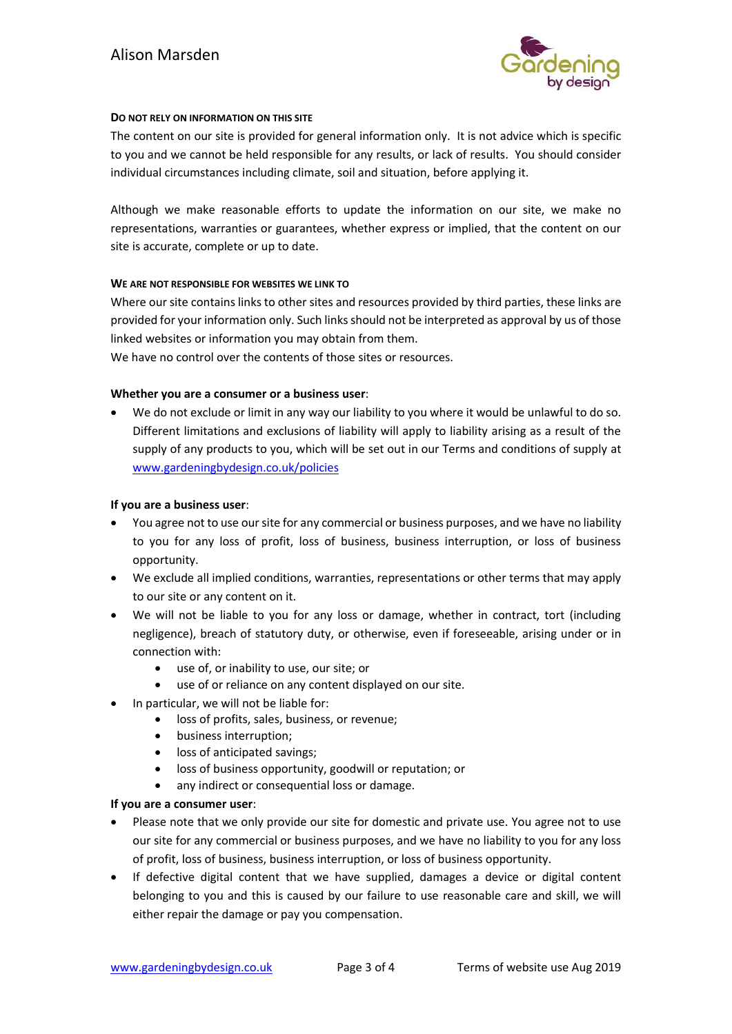#### Do not rely on information on this site

The content on our site is provided for general information only. It is not advice which is specific to you and we cannot be held responsible for any results, or lack of results. You should consider individual circumstances including climate, soil and situation, before applying it.

Although we make reasonable efforts to update the information on our site, we make no representations, warranties or guarantees, whether express or implied, that the content on our site is accurate, complete or up to date.

#### We are not responsible for websites we link to

Where our site contains links to other sites and resources provided by third parties, these links are provided for your information only. Such links should not be interpreted as approval by us of those linked websites or information you may obtain from them.
We have no control over the contents of those sites or resources.

**Whether you are a consumer or a business user**:

- We do not exclude or limit in any way our liability to you where it would be unlawful to do so. Different limitations and exclusions of liability will apply to liability arising as a result of the supply of any products to you, which will be set out in our Terms and conditions of supply at www.gardeningbydesign.co.uk/policies

**If you are a business user**:

- You agree not to use our site for any commercial or business purposes, and we have no liability to you for any loss of profit, loss of business, business interruption, or loss of business opportunity.
- We exclude all implied conditions, warranties, representations or other terms that may apply to our site or any content on it.
- We will not be liable to you for any loss or damage, whether in contract, tort (including negligence), breach of statutory duty, or otherwise, even if foreseeable, arising under or in connection with:
    - use of, or inability to use, our site; or
    - use of or reliance on any content displayed on our site.
- In particular, we will not be liable for:
    - loss of profits, sales, business, or revenue;
    - business interruption;
    - loss of anticipated savings;
    - loss of business opportunity, goodwill or reputation; or
    - any indirect or consequential loss or damage.

**If you are a consumer user**:

- Please note that we only provide our site for domestic and private use. You agree not to use our site for any commercial or business purposes, and we have no liability to you for any loss of profit, loss of business, business interruption, or loss of business opportunity.
- If defective digital content that we have supplied, damages a device or digital content belonging to you and this is caused by our failure to use reasonable care and skill, we will either repair the damage or pay you compensation.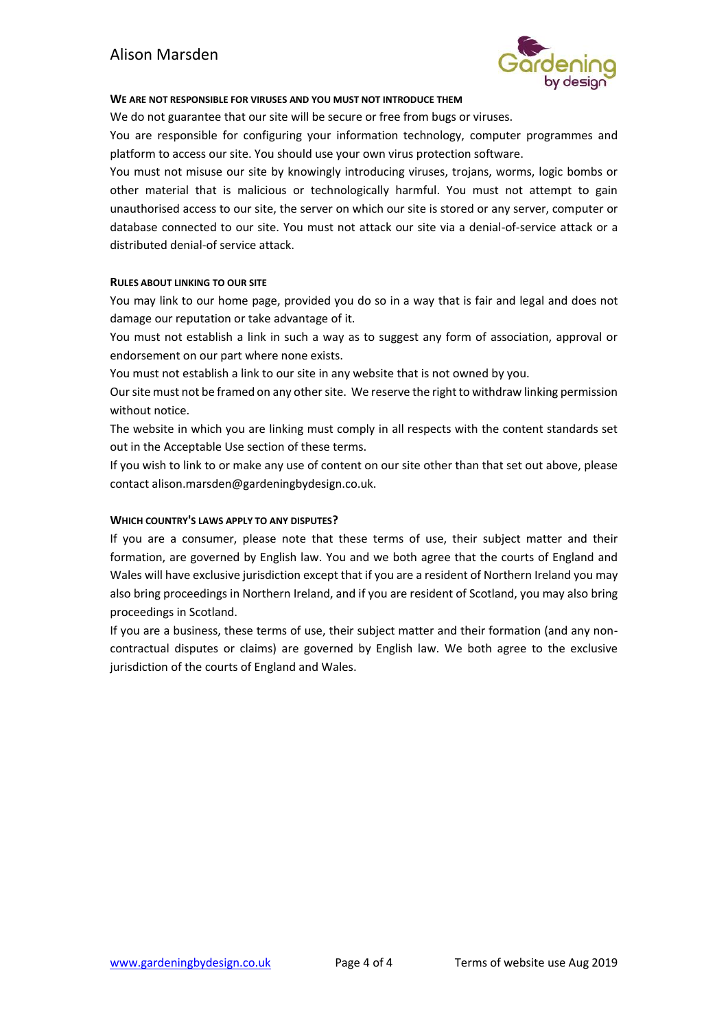#### We are not responsible for viruses and you must not introduce them

We do not guarantee that our site will be secure or free from bugs or viruses.

You are responsible for configuring your information technology, computer programmes and platform to access our site. You should use your own virus protection software.

You must not misuse our site by knowingly introducing viruses, trojans, worms, logic bombs or other material that is malicious or technologically harmful. You must not attempt to gain unauthorised access to our site, the server on which our site is stored or any server, computer or database connected to our site. You must not attack our site via a denial-of-service attack or a distributed denial-of service attack.

#### Rules about linking to our site

You may link to our home page, provided you do so in a way that is fair and legal and does not damage our reputation or take advantage of it.

You must not establish a link in such a way as to suggest any form of association, approval or endorsement on our part where none exists.

You must not establish a link to our site in any website that is not owned by you.

Our site must not be framed on any other site. We reserve the right to withdraw linking permission without notice.

The website in which you are linking must comply in all respects with the content standards set out in the Acceptable Use section of these terms.

If you wish to link to or make any use of content on our site other than that set out above, please contact alison.marsden@gardeningbydesign.co.uk.

#### Which country's laws apply to any disputes?

If you are a consumer, please note that these terms of use, their subject matter and their formation, are governed by English law. You and we both agree that the courts of England and Wales will have exclusive jurisdiction except that if you are a resident of Northern Ireland you may also bring proceedings in Northern Ireland, and if you are resident of Scotland, you may also bring proceedings in Scotland.

If you are a business, these terms of use, their subject matter and their formation (and any non-contractual disputes or claims) are governed by English law. We both agree to the exclusive jurisdiction of the courts of England and Wales.